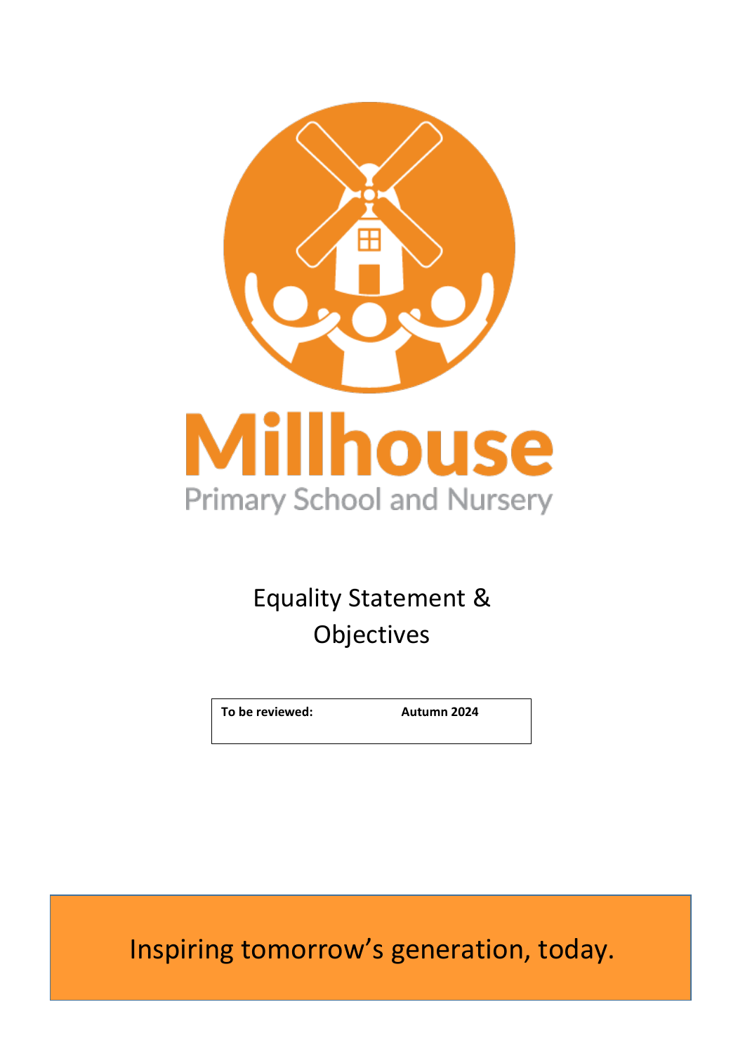# Millhouse

Primary School and Nursery

# Equality Statement & Objectives

| To be reviewed: | Autumn 2024 |
| --- | --- |

Inspiring tomorrow's generation, today.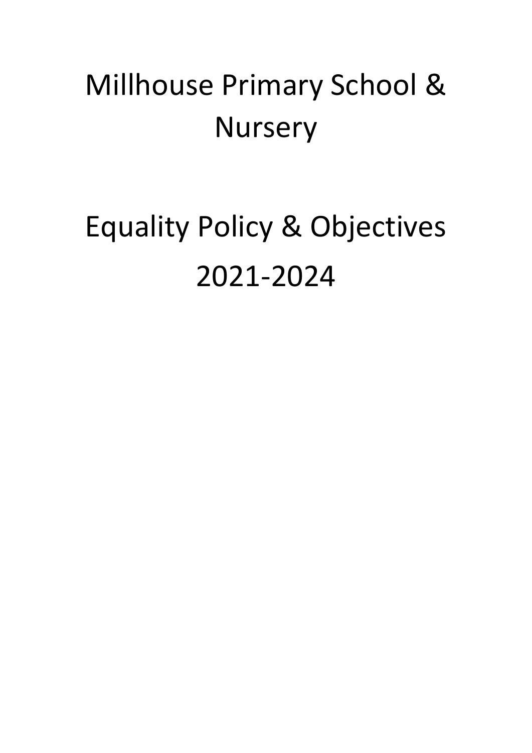# Millhouse Primary School & Nursery

# Equality Policy & Objectives 2021-2024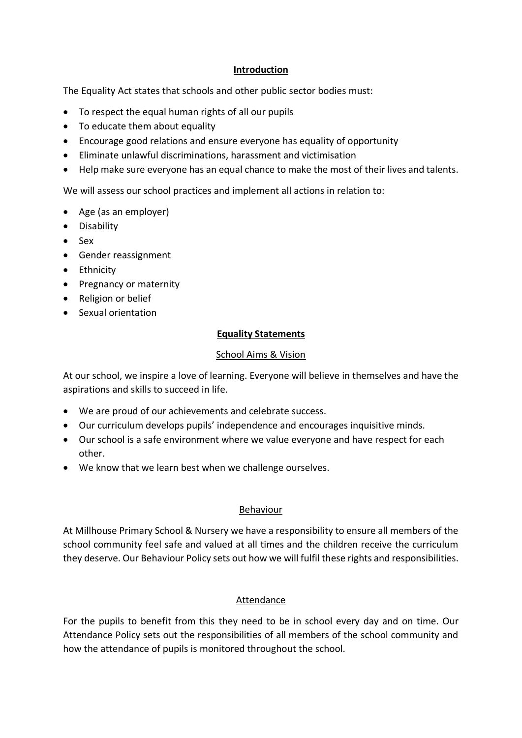## Introduction

The Equality Act states that schools and other public sector bodies must:

- To respect the equal human rights of all our pupils
- To educate them about equality
- Encourage good relations and ensure everyone has equality of opportunity
- Eliminate unlawful discriminations, harassment and victimisation
- Help make sure everyone has an equal chance to make the most of their lives and talents.

We will assess our school practices and implement all actions in relation to:

- Age (as an employer)
- Disability
- Sex
- Gender reassignment
- Ethnicity
- Pregnancy or maternity
- Religion or belief
- Sexual orientation

## Equality Statements

### School Aims & Vision

At our school, we inspire a love of learning. Everyone will believe in themselves and have the aspirations and skills to succeed in life.

- We are proud of our achievements and celebrate success.
- Our curriculum develops pupils' independence and encourages inquisitive minds.
- Our school is a safe environment where we value everyone and have respect for each other.
- We know that we learn best when we challenge ourselves.

### Behaviour

At Millhouse Primary School & Nursery we have a responsibility to ensure all members of the school community feel safe and valued at all times and the children receive the curriculum they deserve. Our Behaviour Policy sets out how we will fulfil these rights and responsibilities.

### Attendance

For the pupils to benefit from this they need to be in school every day and on time. Our Attendance Policy sets out the responsibilities of all members of the school community and how the attendance of pupils is monitored throughout the school.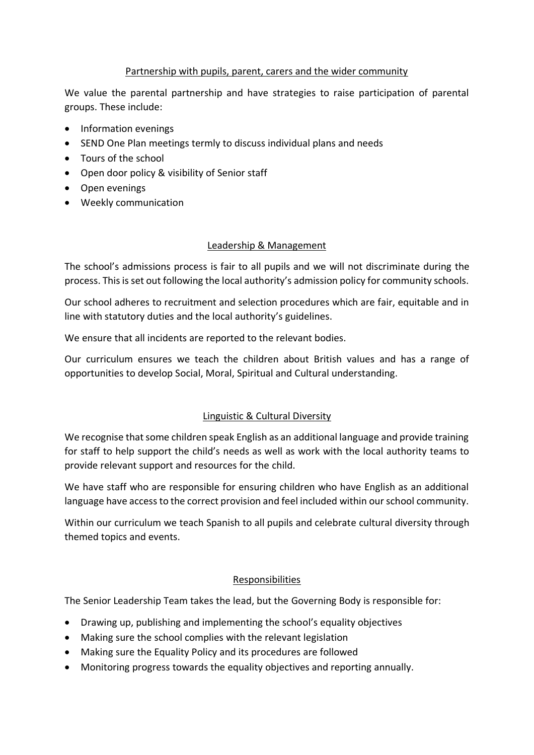## Partnership with pupils, parent, carers and the wider community

We value the parental partnership and have strategies to raise participation of parental groups. These include:

- Information evenings
- SEND One Plan meetings termly to discuss individual plans and needs
- Tours of the school
- Open door policy & visibility of Senior staff
- Open evenings
- Weekly communication

## Leadership & Management

The school's admissions process is fair to all pupils and we will not discriminate during the process. This is set out following the local authority's admission policy for community schools.

Our school adheres to recruitment and selection procedures which are fair, equitable and in line with statutory duties and the local authority's guidelines.

We ensure that all incidents are reported to the relevant bodies.

Our curriculum ensures we teach the children about British values and has a range of opportunities to develop Social, Moral, Spiritual and Cultural understanding.

## Linguistic & Cultural Diversity

We recognise that some children speak English as an additional language and provide training for staff to help support the child's needs as well as work with the local authority teams to provide relevant support and resources for the child.

We have staff who are responsible for ensuring children who have English as an additional language have access to the correct provision and feel included within our school community.

Within our curriculum we teach Spanish to all pupils and celebrate cultural diversity through themed topics and events.

## Responsibilities

The Senior Leadership Team takes the lead, but the Governing Body is responsible for:

- Drawing up, publishing and implementing the school's equality objectives
- Making sure the school complies with the relevant legislation
- Making sure the Equality Policy and its procedures are followed
- Monitoring progress towards the equality objectives and reporting annually.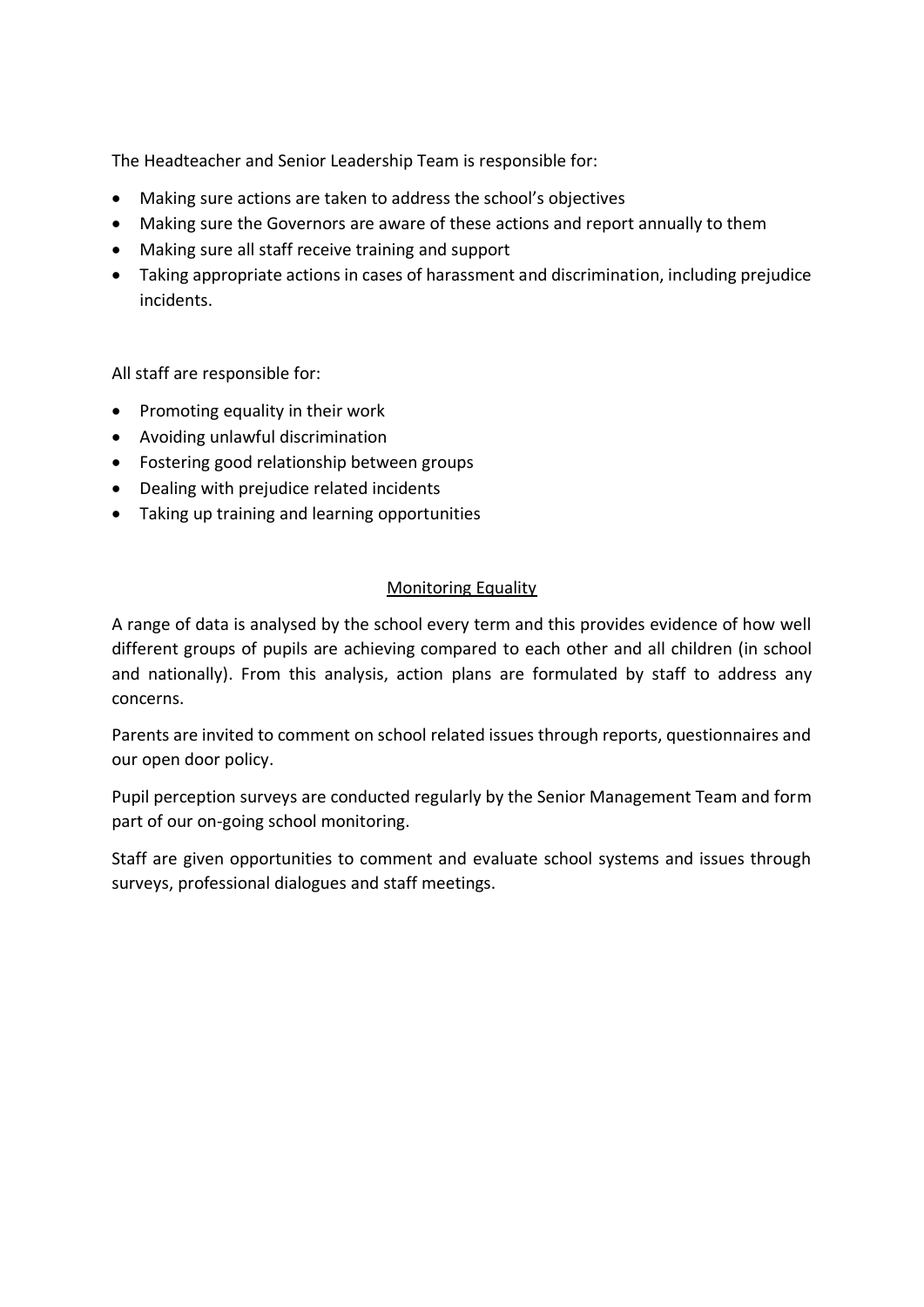The Headteacher and Senior Leadership Team is responsible for:

- Making sure actions are taken to address the school's objectives
- Making sure the Governors are aware of these actions and report annually to them
- Making sure all staff receive training and support
- Taking appropriate actions in cases of harassment and discrimination, including prejudice incidents.

All staff are responsible for:

- Promoting equality in their work
- Avoiding unlawful discrimination
- Fostering good relationship between groups
- Dealing with prejudice related incidents
- Taking up training and learning opportunities

## Monitoring Equality

A range of data is analysed by the school every term and this provides evidence of how well different groups of pupils are achieving compared to each other and all children (in school and nationally). From this analysis, action plans are formulated by staff to address any concerns.

Parents are invited to comment on school related issues through reports, questionnaires and our open door policy.

Pupil perception surveys are conducted regularly by the Senior Management Team and form part of our on-going school monitoring.

Staff are given opportunities to comment and evaluate school systems and issues through surveys, professional dialogues and staff meetings.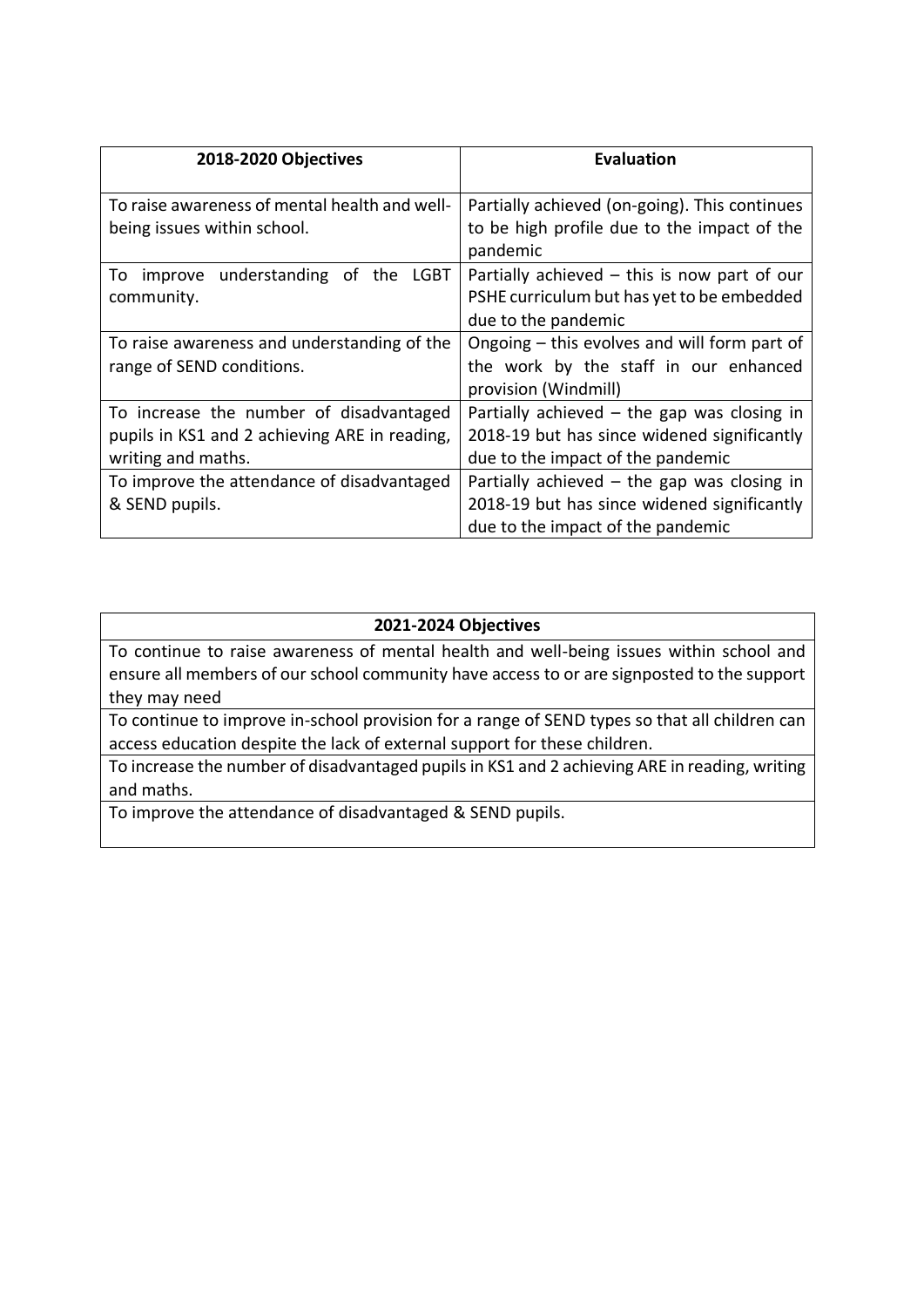| 2018-2020 Objectives | Evaluation |
|---|---|
| To raise awareness of mental health and well-being issues within school. | Partially achieved (on-going). This continues to be high profile due to the impact of the pandemic |
| To improve understanding of the LGBT community. | Partially achieved – this is now part of our PSHE curriculum but has yet to be embedded due to the pandemic |
| To raise awareness and understanding of the range of SEND conditions. | Ongoing – this evolves and will form part of the work by the staff in our enhanced provision (Windmill) |
| To increase the number of disadvantaged pupils in KS1 and 2 achieving ARE in reading, writing and maths. | Partially achieved – the gap was closing in 2018-19 but has since widened significantly due to the impact of the pandemic |
| To improve the attendance of disadvantaged & SEND pupils. | Partially achieved – the gap was closing in 2018-19 but has since widened significantly due to the impact of the pandemic |

| 2021-2024 Objectives |
|---|
| To continue to raise awareness of mental health and well-being issues within school and ensure all members of our school community have access to or are signposted to the support they may need |
| To continue to improve in-school provision for a range of SEND types so that all children can access education despite the lack of external support for these children. |
| To increase the number of disadvantaged pupils in KS1 and 2 achieving ARE in reading, writing and maths. |
| To improve the attendance of disadvantaged & SEND pupils. |